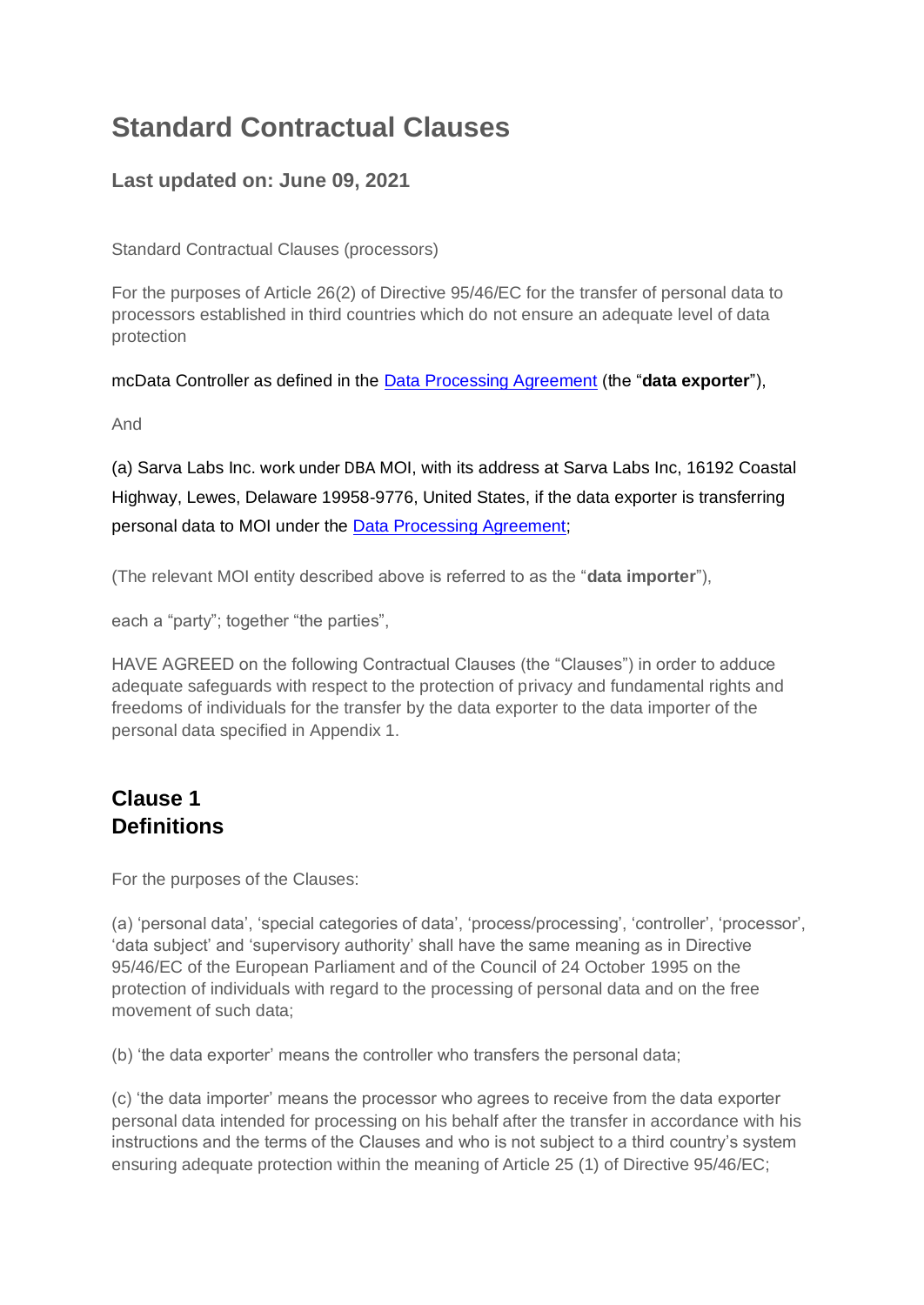# Standard Contractual Clauses

### Last updated on: June 09, 2021

Standard Contractual Clauses (processors)

For the purposes of Article 26(2) of Directive 95/46/EC for the transfer of personal data to processors established in third countries which do not ensure an adequate level of data protection

mcData Controller as defined in the Data Processing Agreement (the "**data exporter**"),

And

(a) Sarva Labs Inc. work under DBA MOI, with its address at Sarva Labs Inc, 16192 Coastal Highway, Lewes, Delaware 19958-9776, United States, if the data exporter is transferring personal data to MOI under the Data Processing Agreement;

(The relevant MOI entity described above is referred to as the "**data importer**"),

each a "party"; together "the parties",

HAVE AGREED on the following Contractual Clauses (the "Clauses") in order to adduce adequate safeguards with respect to the protection of privacy and fundamental rights and freedoms of individuals for the transfer by the data exporter to the data importer of the personal data specified in Appendix 1.

## Clause 1
## Definitions

For the purposes of the Clauses:

(a) 'personal data', 'special categories of data', 'process/processing', 'controller', 'processor', 'data subject' and 'supervisory authority' shall have the same meaning as in Directive 95/46/EC of the European Parliament and of the Council of 24 October 1995 on the protection of individuals with regard to the processing of personal data and on the free movement of such data;

(b) 'the data exporter' means the controller who transfers the personal data;

(c) 'the data importer' means the processor who agrees to receive from the data exporter personal data intended for processing on his behalf after the transfer in accordance with his instructions and the terms of the Clauses and who is not subject to a third country's system ensuring adequate protection within the meaning of Article 25 (1) of Directive 95/46/EC;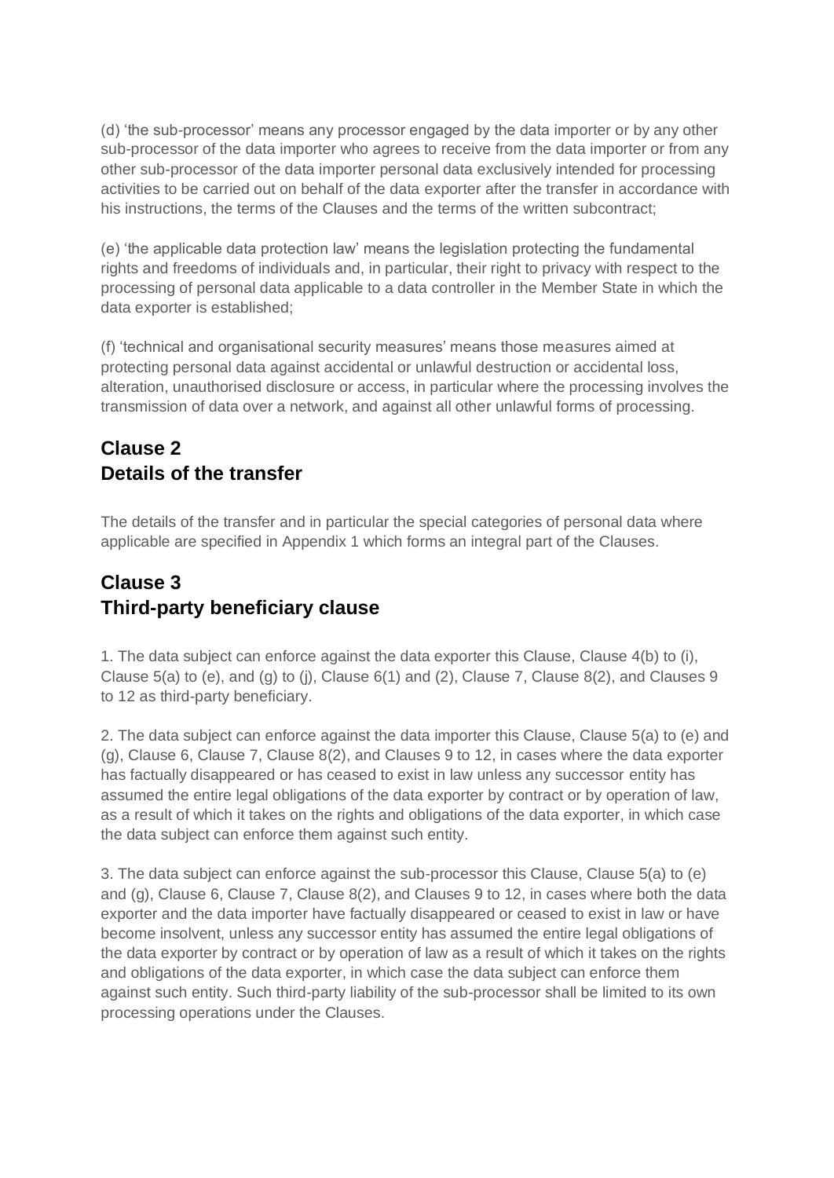(d) 'the sub-processor' means any processor engaged by the data importer or by any other sub-processor of the data importer who agrees to receive from the data importer or from any other sub-processor of the data importer personal data exclusively intended for processing activities to be carried out on behalf of the data exporter after the transfer in accordance with his instructions, the terms of the Clauses and the terms of the written subcontract;

(e) 'the applicable data protection law' means the legislation protecting the fundamental rights and freedoms of individuals and, in particular, their right to privacy with respect to the processing of personal data applicable to a data controller in the Member State in which the data exporter is established;

(f) 'technical and organisational security measures' means those measures aimed at protecting personal data against accidental or unlawful destruction or accidental loss, alteration, unauthorised disclosure or access, in particular where the processing involves the transmission of data over a network, and against all other unlawful forms of processing.

## Clause 2
## Details of the transfer

The details of the transfer and in particular the special categories of personal data where applicable are specified in Appendix 1 which forms an integral part of the Clauses.

## Clause 3
## Third-party beneficiary clause

1. The data subject can enforce against the data exporter this Clause, Clause 4(b) to (i), Clause 5(a) to (e), and (g) to (j), Clause 6(1) and (2), Clause 7, Clause 8(2), and Clauses 9 to 12 as third-party beneficiary.

2. The data subject can enforce against the data importer this Clause, Clause 5(a) to (e) and (g), Clause 6, Clause 7, Clause 8(2), and Clauses 9 to 12, in cases where the data exporter has factually disappeared or has ceased to exist in law unless any successor entity has assumed the entire legal obligations of the data exporter by contract or by operation of law, as a result of which it takes on the rights and obligations of the data exporter, in which case the data subject can enforce them against such entity.

3. The data subject can enforce against the sub-processor this Clause, Clause 5(a) to (e) and (g), Clause 6, Clause 7, Clause 8(2), and Clauses 9 to 12, in cases where both the data exporter and the data importer have factually disappeared or ceased to exist in law or have become insolvent, unless any successor entity has assumed the entire legal obligations of the data exporter by contract or by operation of law as a result of which it takes on the rights and obligations of the data exporter, in which case the data subject can enforce them against such entity. Such third-party liability of the sub-processor shall be limited to its own processing operations under the Clauses.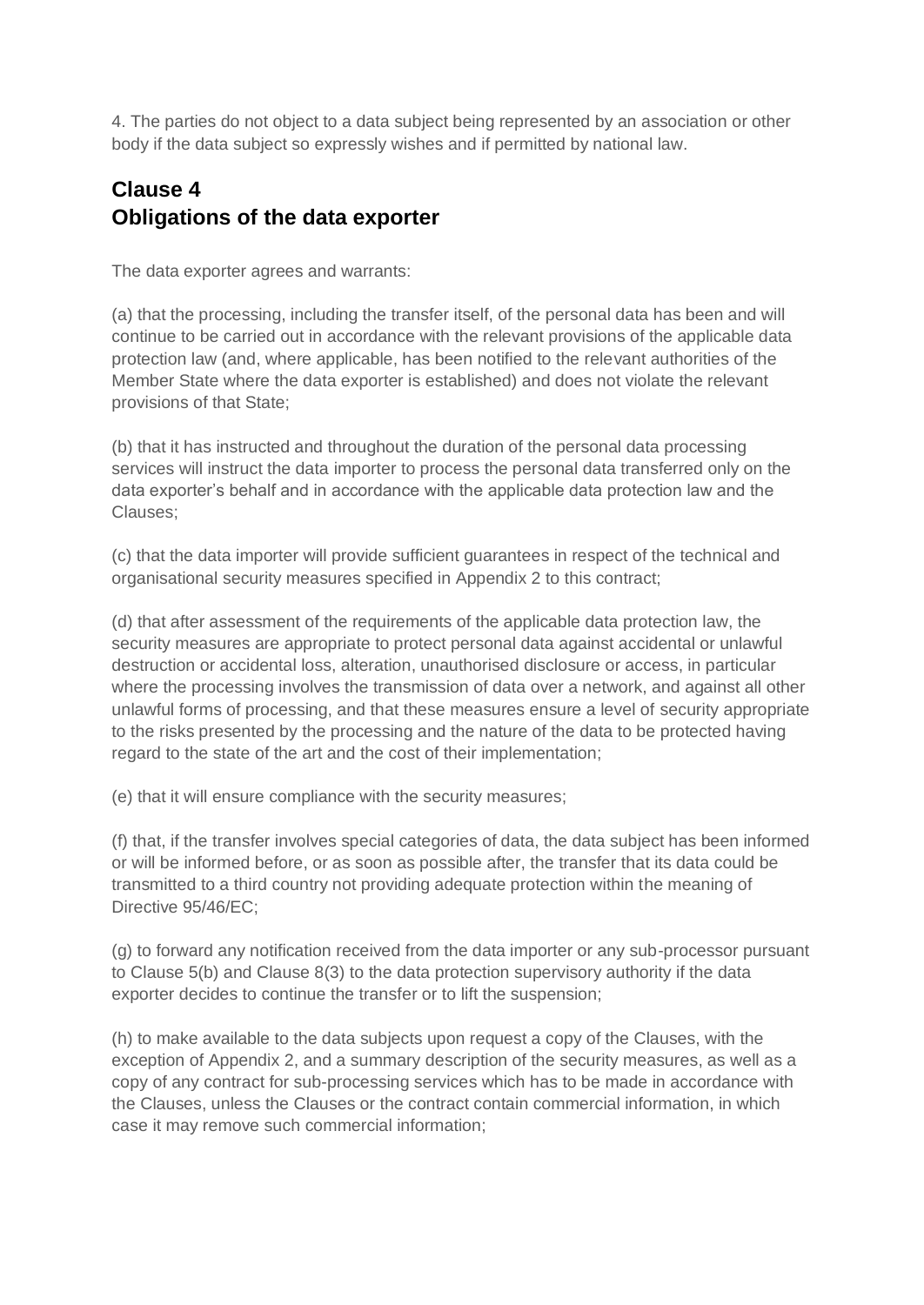4. The parties do not object to a data subject being represented by an association or other body if the data subject so expressly wishes and if permitted by national law.

## Clause 4
## Obligations of the data exporter

The data exporter agrees and warrants:

(a) that the processing, including the transfer itself, of the personal data has been and will continue to be carried out in accordance with the relevant provisions of the applicable data protection law (and, where applicable, has been notified to the relevant authorities of the Member State where the data exporter is established) and does not violate the relevant provisions of that State;

(b) that it has instructed and throughout the duration of the personal data processing services will instruct the data importer to process the personal data transferred only on the data exporter's behalf and in accordance with the applicable data protection law and the Clauses;

(c) that the data importer will provide sufficient guarantees in respect of the technical and organisational security measures specified in Appendix 2 to this contract;

(d) that after assessment of the requirements of the applicable data protection law, the security measures are appropriate to protect personal data against accidental or unlawful destruction or accidental loss, alteration, unauthorised disclosure or access, in particular where the processing involves the transmission of data over a network, and against all other unlawful forms of processing, and that these measures ensure a level of security appropriate to the risks presented by the processing and the nature of the data to be protected having regard to the state of the art and the cost of their implementation;

(e) that it will ensure compliance with the security measures;

(f) that, if the transfer involves special categories of data, the data subject has been informed or will be informed before, or as soon as possible after, the transfer that its data could be transmitted to a third country not providing adequate protection within the meaning of Directive 95/46/EC;

(g) to forward any notification received from the data importer or any sub-processor pursuant to Clause 5(b) and Clause 8(3) to the data protection supervisory authority if the data exporter decides to continue the transfer or to lift the suspension;

(h) to make available to the data subjects upon request a copy of the Clauses, with the exception of Appendix 2, and a summary description of the security measures, as well as a copy of any contract for sub-processing services which has to be made in accordance with the Clauses, unless the Clauses or the contract contain commercial information, in which case it may remove such commercial information;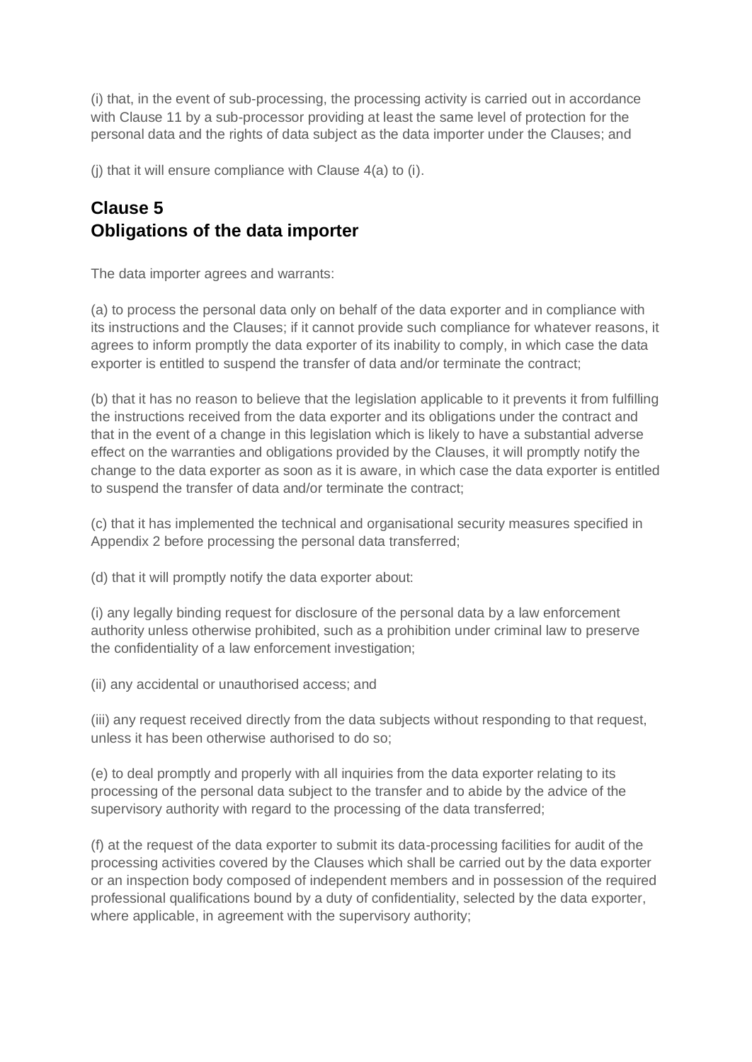(i) that, in the event of sub-processing, the processing activity is carried out in accordance with Clause 11 by a sub-processor providing at least the same level of protection for the personal data and the rights of data subject as the data importer under the Clauses; and

(j) that it will ensure compliance with Clause 4(a) to (i).

## Clause 5
## Obligations of the data importer

The data importer agrees and warrants:

(a) to process the personal data only on behalf of the data exporter and in compliance with its instructions and the Clauses; if it cannot provide such compliance for whatever reasons, it agrees to inform promptly the data exporter of its inability to comply, in which case the data exporter is entitled to suspend the transfer of data and/or terminate the contract;

(b) that it has no reason to believe that the legislation applicable to it prevents it from fulfilling the instructions received from the data exporter and its obligations under the contract and that in the event of a change in this legislation which is likely to have a substantial adverse effect on the warranties and obligations provided by the Clauses, it will promptly notify the change to the data exporter as soon as it is aware, in which case the data exporter is entitled to suspend the transfer of data and/or terminate the contract;

(c) that it has implemented the technical and organisational security measures specified in Appendix 2 before processing the personal data transferred;

(d) that it will promptly notify the data exporter about:

(i) any legally binding request for disclosure of the personal data by a law enforcement authority unless otherwise prohibited, such as a prohibition under criminal law to preserve the confidentiality of a law enforcement investigation;

(ii) any accidental or unauthorised access; and

(iii) any request received directly from the data subjects without responding to that request, unless it has been otherwise authorised to do so;

(e) to deal promptly and properly with all inquiries from the data exporter relating to its processing of the personal data subject to the transfer and to abide by the advice of the supervisory authority with regard to the processing of the data transferred;

(f) at the request of the data exporter to submit its data-processing facilities for audit of the processing activities covered by the Clauses which shall be carried out by the data exporter or an inspection body composed of independent members and in possession of the required professional qualifications bound by a duty of confidentiality, selected by the data exporter, where applicable, in agreement with the supervisory authority;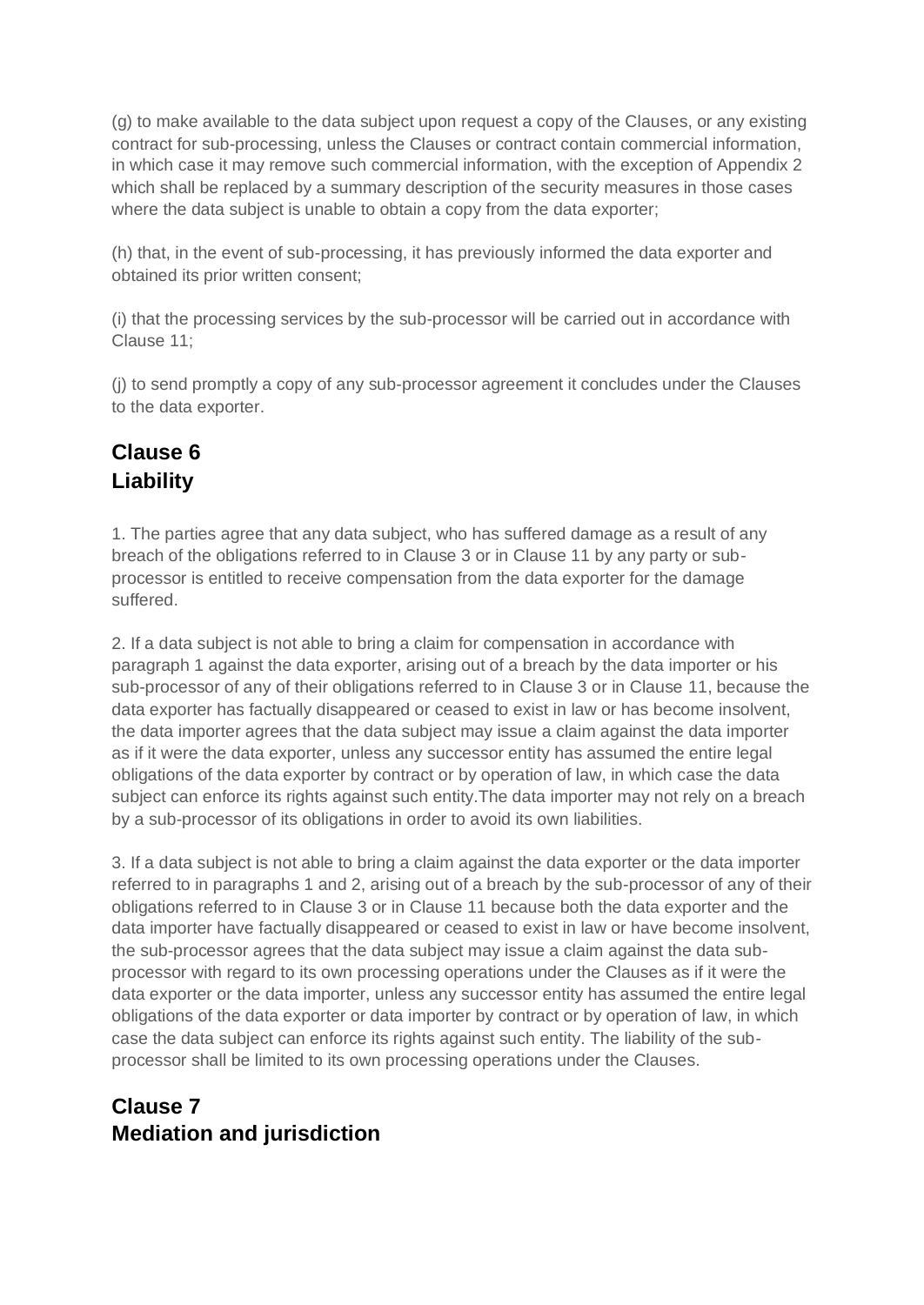(g) to make available to the data subject upon request a copy of the Clauses, or any existing contract for sub-processing, unless the Clauses or contract contain commercial information, in which case it may remove such commercial information, with the exception of Appendix 2 which shall be replaced by a summary description of the security measures in those cases where the data subject is unable to obtain a copy from the data exporter;

(h) that, in the event of sub-processing, it has previously informed the data exporter and obtained its prior written consent;

(i) that the processing services by the sub-processor will be carried out in accordance with Clause 11;

(j) to send promptly a copy of any sub-processor agreement it concludes under the Clauses to the data exporter.

## Clause 6
## Liability

1. The parties agree that any data subject, who has suffered damage as a result of any breach of the obligations referred to in Clause 3 or in Clause 11 by any party or sub-processor is entitled to receive compensation from the data exporter for the damage suffered.

2. If a data subject is not able to bring a claim for compensation in accordance with paragraph 1 against the data exporter, arising out of a breach by the data importer or his sub-processor of any of their obligations referred to in Clause 3 or in Clause 11, because the data exporter has factually disappeared or ceased to exist in law or has become insolvent, the data importer agrees that the data subject may issue a claim against the data importer as if it were the data exporter, unless any successor entity has assumed the entire legal obligations of the data exporter by contract or by operation of law, in which case the data subject can enforce its rights against such entity.The data importer may not rely on a breach by a sub-processor of its obligations in order to avoid its own liabilities.

3. If a data subject is not able to bring a claim against the data exporter or the data importer referred to in paragraphs 1 and 2, arising out of a breach by the sub-processor of any of their obligations referred to in Clause 3 or in Clause 11 because both the data exporter and the data importer have factually disappeared or ceased to exist in law or have become insolvent, the sub-processor agrees that the data subject may issue a claim against the data sub-processor with regard to its own processing operations under the Clauses as if it were the data exporter or the data importer, unless any successor entity has assumed the entire legal obligations of the data exporter or data importer by contract or by operation of law, in which case the data subject can enforce its rights against such entity. The liability of the sub-processor shall be limited to its own processing operations under the Clauses.

## Clause 7
## Mediation and jurisdiction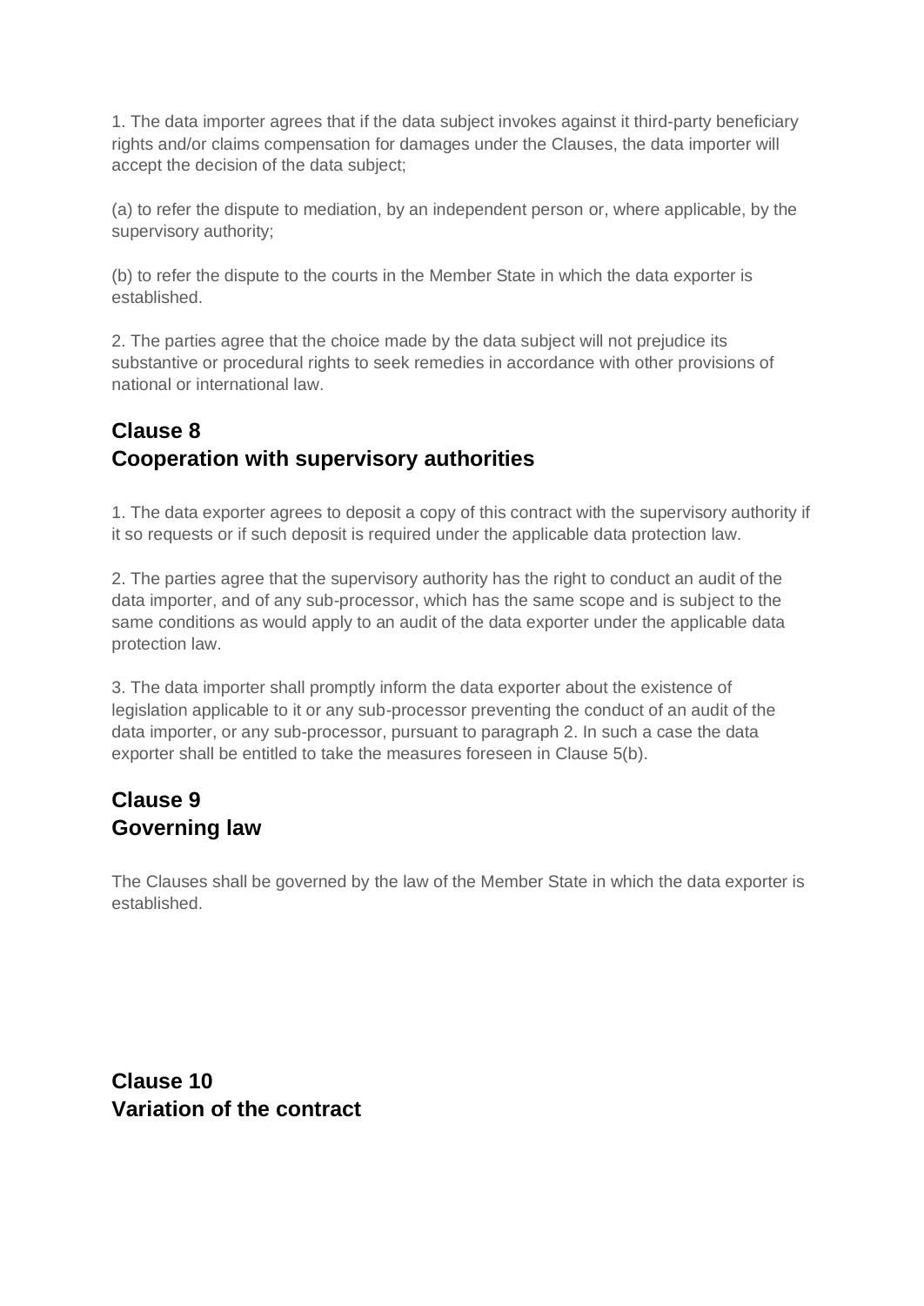1. The data importer agrees that if the data subject invokes against it third-party beneficiary rights and/or claims compensation for damages under the Clauses, the data importer will accept the decision of the data subject;

(a) to refer the dispute to mediation, by an independent person or, where applicable, by the supervisory authority;

(b) to refer the dispute to the courts in the Member State in which the data exporter is established.

2. The parties agree that the choice made by the data subject will not prejudice its substantive or procedural rights to seek remedies in accordance with other provisions of national or international law.

## Clause 8
## Cooperation with supervisory authorities

1. The data exporter agrees to deposit a copy of this contract with the supervisory authority if it so requests or if such deposit is required under the applicable data protection law.

2. The parties agree that the supervisory authority has the right to conduct an audit of the data importer, and of any sub-processor, which has the same scope and is subject to the same conditions as would apply to an audit of the data exporter under the applicable data protection law.

3. The data importer shall promptly inform the data exporter about the existence of legislation applicable to it or any sub-processor preventing the conduct of an audit of the data importer, or any sub-processor, pursuant to paragraph 2. In such a case the data exporter shall be entitled to take the measures foreseen in Clause 5(b).

## Clause 9
## Governing law

The Clauses shall be governed by the law of the Member State in which the data exporter is established.

## Clause 10
## Variation of the contract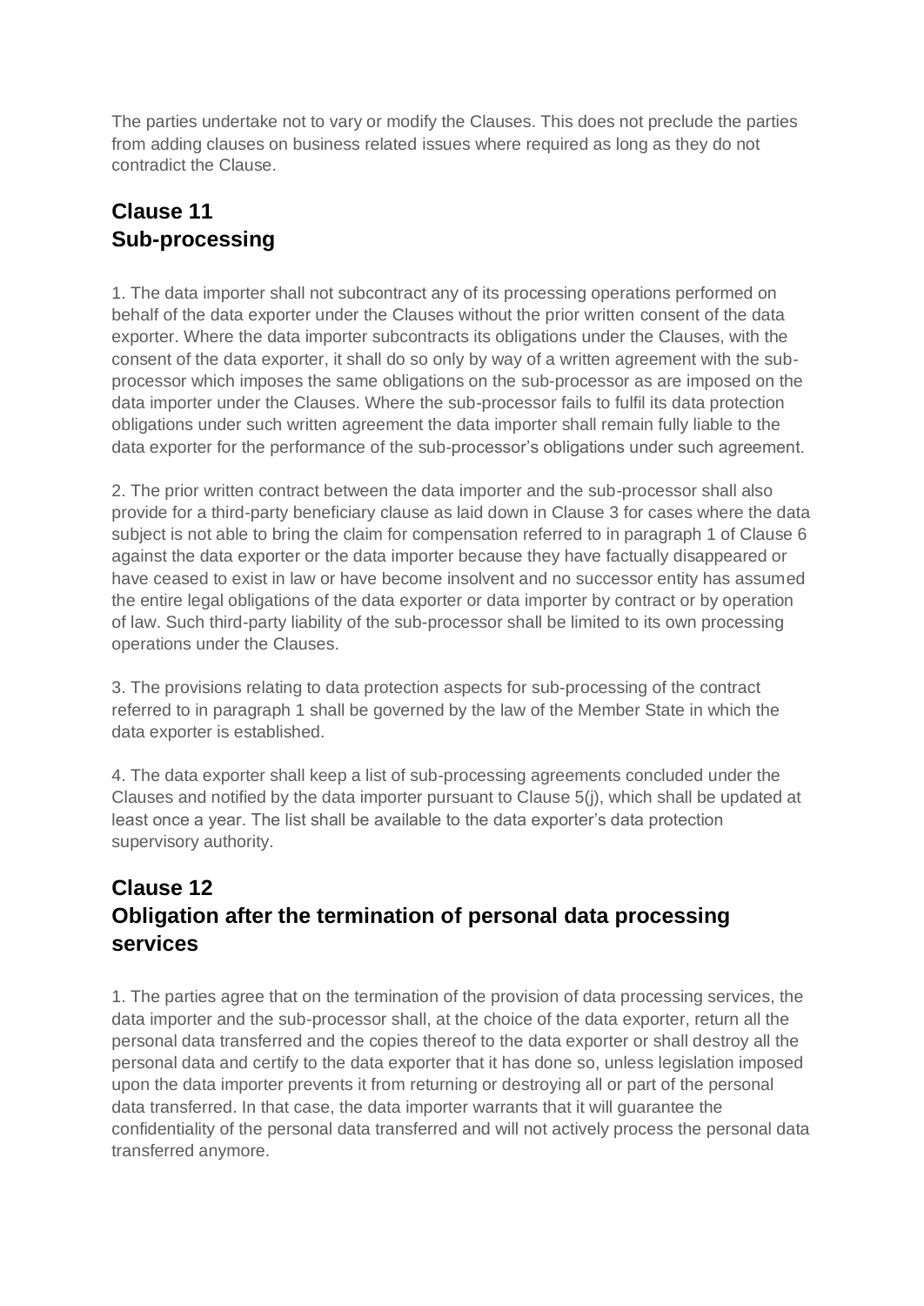The parties undertake not to vary or modify the Clauses. This does not preclude the parties from adding clauses on business related issues where required as long as they do not contradict the Clause.

## Clause 11
## Sub-processing

1. The data importer shall not subcontract any of its processing operations performed on behalf of the data exporter under the Clauses without the prior written consent of the data exporter. Where the data importer subcontracts its obligations under the Clauses, with the consent of the data exporter, it shall do so only by way of a written agreement with the sub-processor which imposes the same obligations on the sub-processor as are imposed on the data importer under the Clauses. Where the sub-processor fails to fulfil its data protection obligations under such written agreement the data importer shall remain fully liable to the data exporter for the performance of the sub-processor's obligations under such agreement.

2. The prior written contract between the data importer and the sub-processor shall also provide for a third-party beneficiary clause as laid down in Clause 3 for cases where the data subject is not able to bring the claim for compensation referred to in paragraph 1 of Clause 6 against the data exporter or the data importer because they have factually disappeared or have ceased to exist in law or have become insolvent and no successor entity has assumed the entire legal obligations of the data exporter or data importer by contract or by operation of law. Such third-party liability of the sub-processor shall be limited to its own processing operations under the Clauses.

3. The provisions relating to data protection aspects for sub-processing of the contract referred to in paragraph 1 shall be governed by the law of the Member State in which the data exporter is established.

4. The data exporter shall keep a list of sub-processing agreements concluded under the Clauses and notified by the data importer pursuant to Clause 5(j), which shall be updated at least once a year. The list shall be available to the data exporter's data protection supervisory authority.

## Clause 12
## Obligation after the termination of personal data processing services

1. The parties agree that on the termination of the provision of data processing services, the data importer and the sub-processor shall, at the choice of the data exporter, return all the personal data transferred and the copies thereof to the data exporter or shall destroy all the personal data and certify to the data exporter that it has done so, unless legislation imposed upon the data importer prevents it from returning or destroying all or part of the personal data transferred. In that case, the data importer warrants that it will guarantee the confidentiality of the personal data transferred and will not actively process the personal data transferred anymore.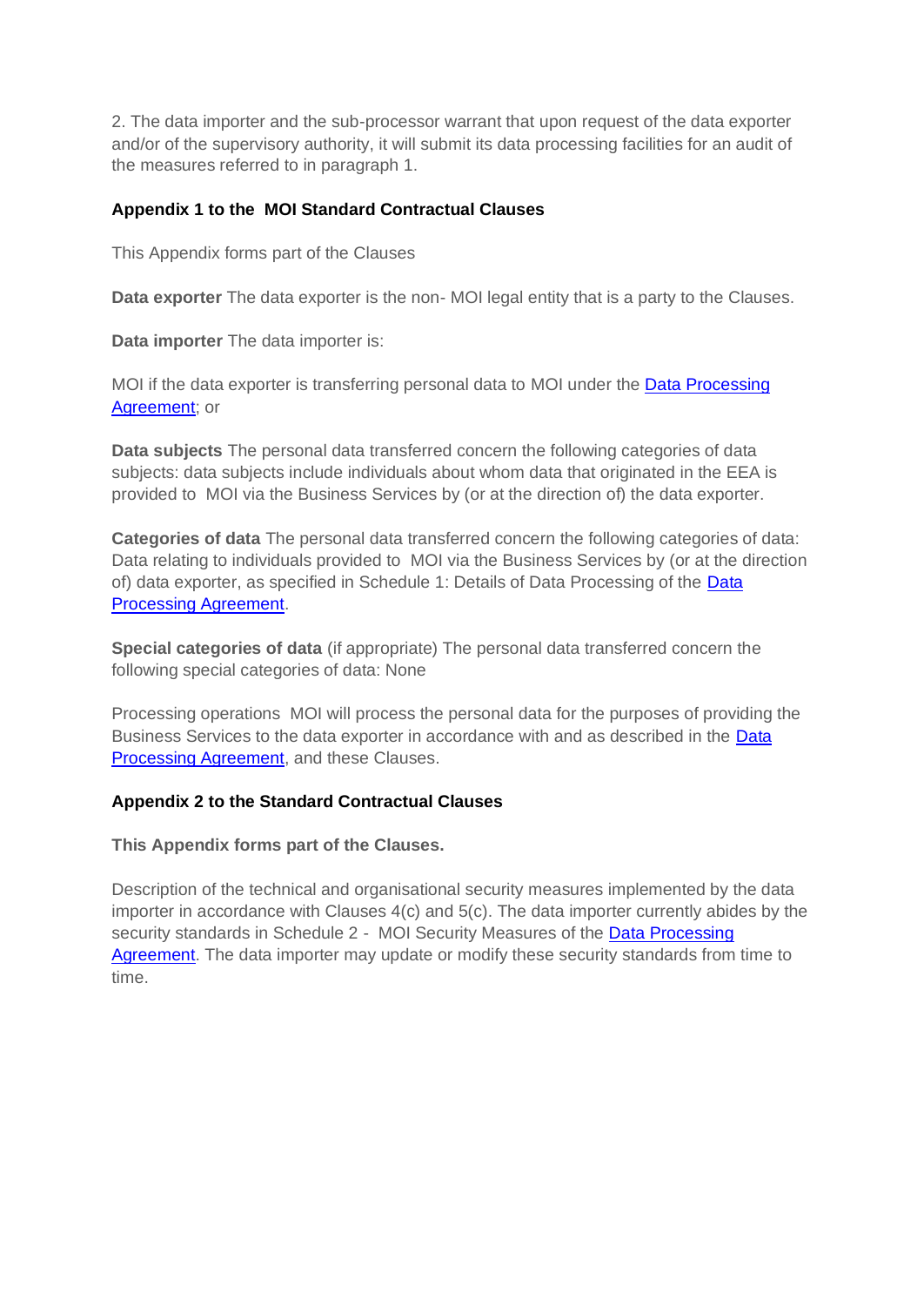2. The data importer and the sub-processor warrant that upon request of the data exporter and/or of the supervisory authority, it will submit its data processing facilities for an audit of the measures referred to in paragraph 1.

**Appendix 1 to the MOI Standard Contractual Clauses**

This Appendix forms part of the Clauses

**Data exporter** The data exporter is the non- MOI legal entity that is a party to the Clauses.

**Data importer** The data importer is:

MOI if the data exporter is transferring personal data to MOI under the Data Processing Agreement; or

**Data subjects** The personal data transferred concern the following categories of data subjects: data subjects include individuals about whom data that originated in the EEA is provided to MOI via the Business Services by (or at the direction of) the data exporter.

**Categories of data** The personal data transferred concern the following categories of data: Data relating to individuals provided to MOI via the Business Services by (or at the direction of) data exporter, as specified in Schedule 1: Details of Data Processing of the Data Processing Agreement.

**Special categories of data** (if appropriate) The personal data transferred concern the following special categories of data: None

Processing operations MOI will process the personal data for the purposes of providing the Business Services to the data exporter in accordance with and as described in the Data Processing Agreement, and these Clauses.

**Appendix 2 to the Standard Contractual Clauses**

**This Appendix forms part of the Clauses.**

Description of the technical and organisational security measures implemented by the data importer in accordance with Clauses 4(c) and 5(c). The data importer currently abides by the security standards in Schedule 2 - MOI Security Measures of the Data Processing Agreement. The data importer may update or modify these security standards from time to time.